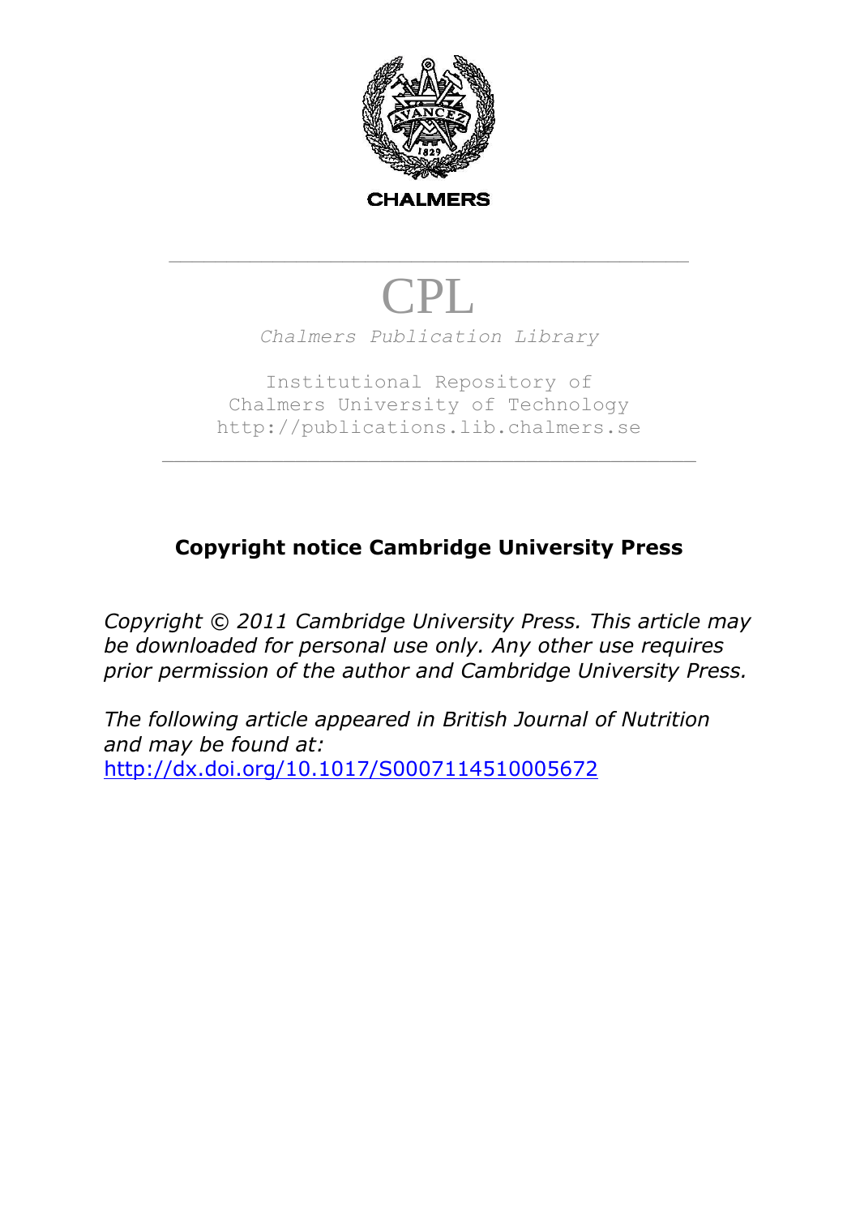CHALMERS

---

# CPL

*Chalmers Publication Library*

Institutional Repository of
Chalmers University of Technology
http://publications.lib.chalmers.se

---

**Copyright notice Cambridge University Press**

*Copyright © 2011 Cambridge University Press. This article may be downloaded for personal use only. Any other use requires prior permission of the author and Cambridge University Press.*

*The following article appeared in British Journal of Nutrition and may be found at:*
[http://dx.doi.org/10.1017/S0007114510005672](http://dx.doi.org/10.1017/S0007114510005672)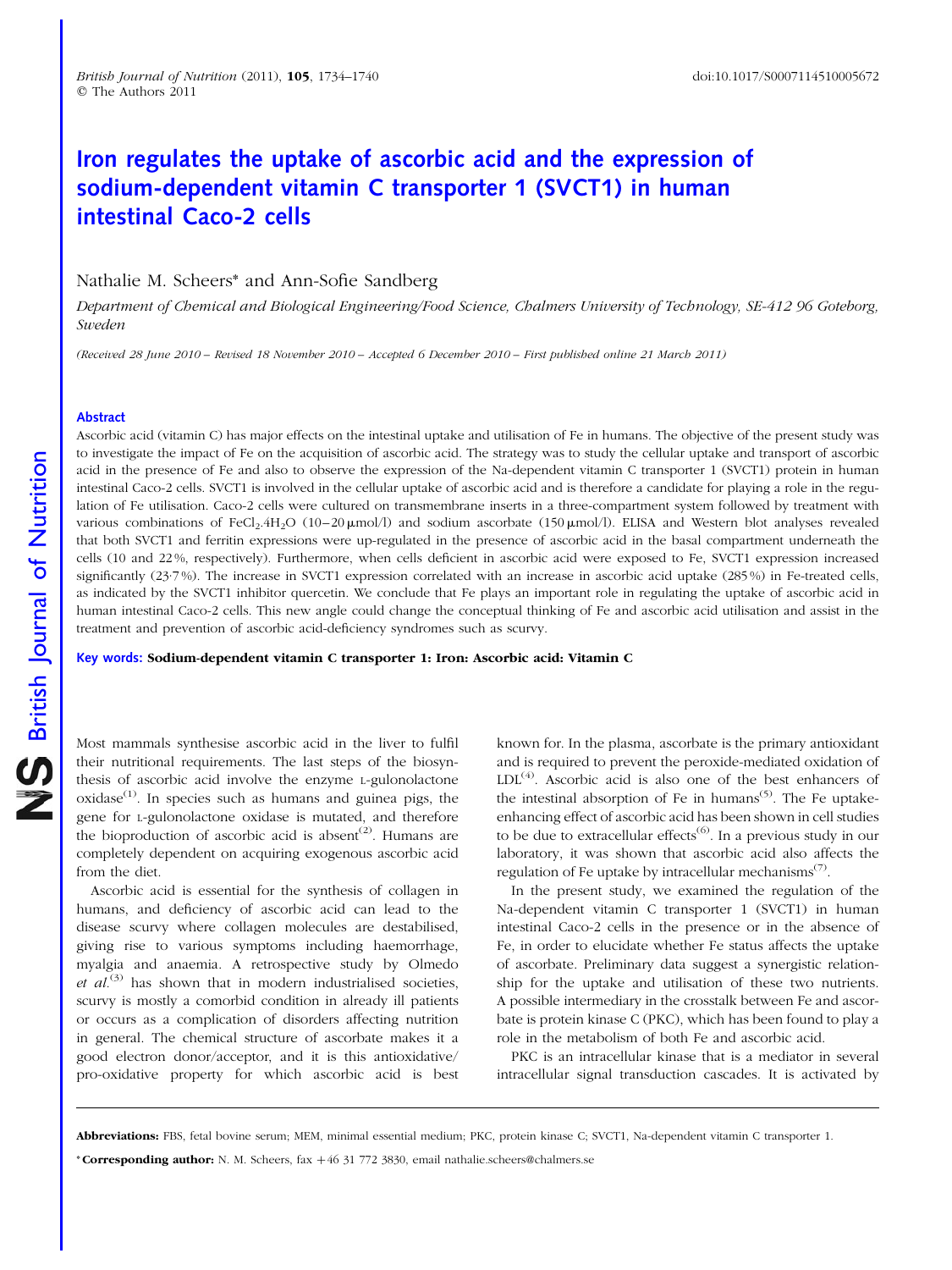# Iron regulates the uptake of ascorbic acid and the expression of sodium-dependent vitamin C transporter 1 (SVCT1) in human intestinal Caco-2 cells

Nathalie M. Scheers* and Ann-Sofie Sandberg

*Department of Chemical and Biological Engineering/Food Science, Chalmers University of Technology, SE-412 96 Goteborg, Sweden*

*(Received 28 June 2010 – Revised 18 November 2010 – Accepted 6 December 2010 – First published online 21 March 2011)*

## Abstract

Ascorbic acid (vitamin C) has major effects on the intestinal uptake and utilisation of Fe in humans. The objective of the present study was to investigate the impact of Fe on the acquisition of ascorbic acid. The strategy was to study the cellular uptake and transport of ascorbic acid in the presence of Fe and also to observe the expression of the Na-dependent vitamin C transporter 1 (SVCT1) protein in human intestinal Caco-2 cells. SVCT1 is involved in the cellular uptake of ascorbic acid and is therefore a candidate for playing a role in the regulation of Fe utilisation. Caco-2 cells were cultured on transmembrane inserts in a three-compartment system followed by treatment with various combinations of $FeCl_2.4H_2O$ (10–20 μmol/l) and sodium ascorbate (150 μmol/l). ELISA and Western blot analyses revealed that both SVCT1 and ferritin expressions were up-regulated in the presence of ascorbic acid in the basal compartment underneath the cells (10 and 22 %, respectively). Furthermore, when cells deficient in ascorbic acid were exposed to Fe, SVCT1 expression increased significantly (23·7 %). The increase in SVCT1 expression correlated with an increase in ascorbic acid uptake (285 %) in Fe-treated cells, as indicated by the SVCT1 inhibitor quercetin. We conclude that Fe plays an important role in regulating the uptake of ascorbic acid in human intestinal Caco-2 cells. This new angle could change the conceptual thinking of Fe and ascorbic acid utilisation and assist in the treatment and prevention of ascorbic acid-deficiency syndromes such as scurvy.

**Key words: Sodium-dependent vitamin C transporter 1: Iron: Ascorbic acid: Vitamin C**

Most mammals synthesise ascorbic acid in the liver to fulfil their nutritional requirements. The last steps of the biosynthesis of ascorbic acid involve the enzyme L-gulonolactone oxidase[1]. In species such as humans and guinea pigs, the gene for L-gulonolactone oxidase is mutated, and therefore the bioproduction of ascorbic acid is absent[2]. Humans are completely dependent on acquiring exogenous ascorbic acid from the diet.

Ascorbic acid is essential for the synthesis of collagen in humans, and deficiency of ascorbic acid can lead to the disease scurvy where collagen molecules are destabilised, giving rise to various symptoms including haemorrhage, myalgia and anaemia. A retrospective study by Olmedo *et al.*[3] has shown that in modern industrialised societies, scurvy is mostly a comorbid condition in already ill patients or occurs as a complication of disorders affecting nutrition in general. The chemical structure of ascorbate makes it a good electron donor/acceptor, and it is this antioxidative/pro-oxidative property for which ascorbic acid is best known for. In the plasma, ascorbate is the primary antioxidant and is required to prevent the peroxide-mediated oxidation of LDL[4]. Ascorbic acid is also one of the best enhancers of the intestinal absorption of Fe in humans[5]. The Fe uptake-enhancing effect of ascorbic acid has been shown in cell studies to be due to extracellular effects[6]. In a previous study in our laboratory, it was shown that ascorbic acid also affects the regulation of Fe uptake by intracellular mechanisms[7].

In the present study, we examined the regulation of the Na-dependent vitamin C transporter 1 (SVCT1) in human intestinal Caco-2 cells in the presence or in the absence of Fe, in order to elucidate whether Fe status affects the uptake of ascorbate. Preliminary data suggest a synergistic relationship for the uptake and utilisation of these two nutrients. A possible intermediary in the crosstalk between Fe and ascorbate is protein kinase C (PKC), which has been found to play a role in the metabolism of both Fe and ascorbic acid.

PKC is an intracellular kinase that is a mediator in several intracellular signal transduction cascades. It is activated by

**Abbreviations:** FBS, fetal bovine serum; MEM, minimal essential medium; PKC, protein kinase C; SVCT1, Na-dependent vitamin C transporter 1.

***Corresponding author:** N. M. Scheers, fax +46 31 772 3830, email nathalie.scheers@chalmers.se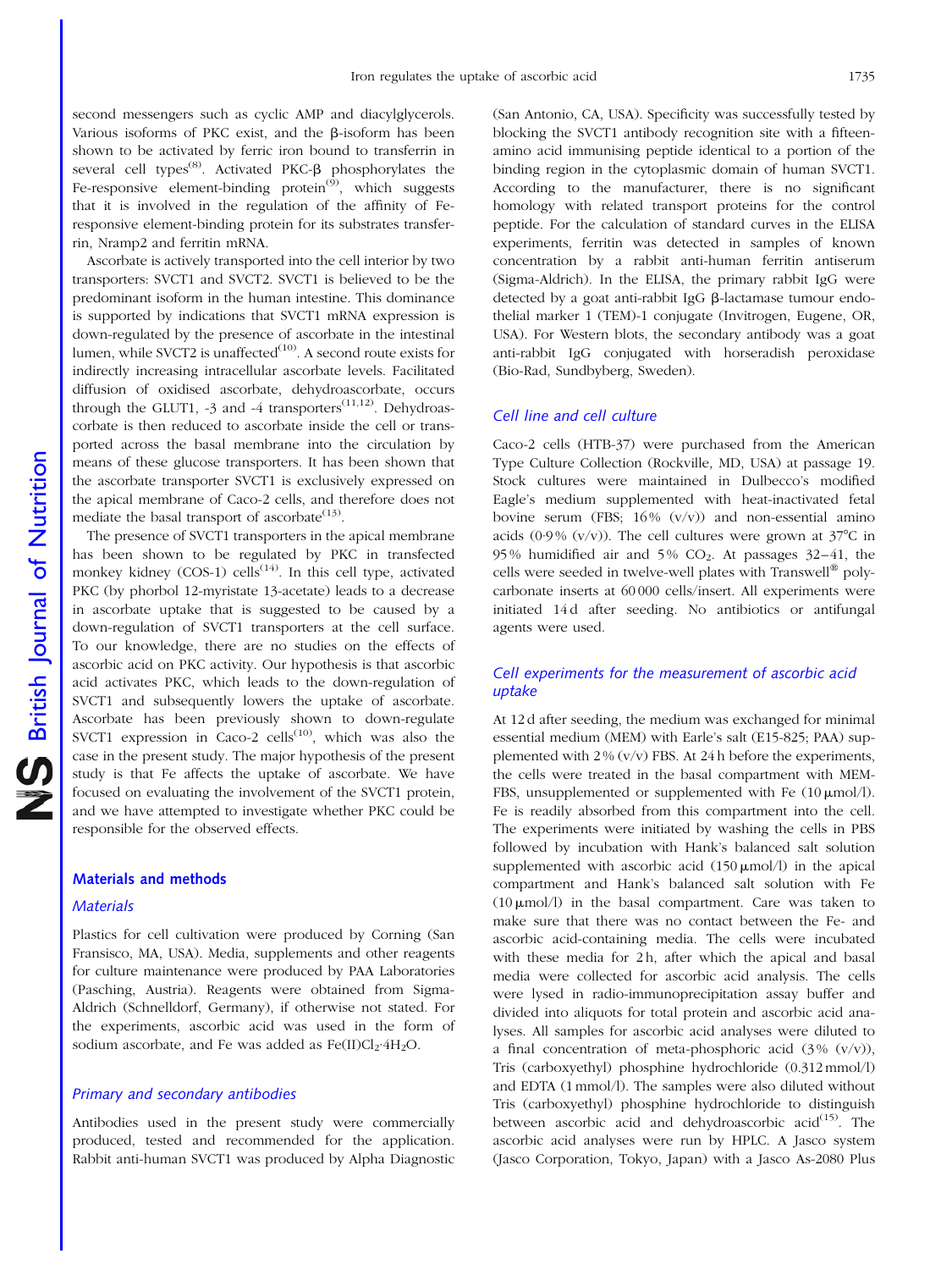second messengers such as cyclic AMP and diacylglycerols. Various isoforms of PKC exist, and the β-isoform has been shown to be activated by ferric iron bound to transferrin in several cell types[8]. Activated PKC-β phosphorylates the Fe-responsive element-binding protein[9], which suggests that it is involved in the regulation of the affinity of Fe-responsive element-binding protein for its substrates transferrin, Nramp2 and ferritin mRNA.

Ascorbate is actively transported into the cell interior by two transporters: SVCT1 and SVCT2. SVCT1 is believed to be the predominant isoform in the human intestine. This dominance is supported by indications that SVCT1 mRNA expression is down-regulated by the presence of ascorbate in the intestinal lumen, while SVCT2 is unaffected[10]. A second route exists for indirectly increasing intracellular ascorbate levels. Facilitated diffusion of oxidised ascorbate, dehydroascorbate, occurs through the GLUT1, -3 and -4 transporters[11,12]. Dehydroascorbate is then reduced to ascorbate inside the cell or transported across the basal membrane into the circulation by means of these glucose transporters. It has been shown that the ascorbate transporter SVCT1 is exclusively expressed on the apical membrane of Caco-2 cells, and therefore does not mediate the basal transport of ascorbate[13].

The presence of SVCT1 transporters in the apical membrane has been shown to be regulated by PKC in transfected monkey kidney (COS-1) cells[14]. In this cell type, activated PKC (by phorbol 12-myristate 13-acetate) leads to a decrease in ascorbate uptake that is suggested to be caused by a down-regulation of SVCT1 transporters at the cell surface. To our knowledge, there are no studies on the effects of ascorbic acid on PKC activity. Our hypothesis is that ascorbic acid activates PKC, which leads to the down-regulation of SVCT1 and subsequently lowers the uptake of ascorbate. Ascorbate has been previously shown to down-regulate SVCT1 expression in Caco-2 cells[10], which was also the case in the present study. The major hypothesis of the present study is that Fe affects the uptake of ascorbate. We have focused on evaluating the involvement of the SVCT1 protein, and we have attempted to investigate whether PKC could be responsible for the observed effects.

## Materials and methods

### Materials

Plastics for cell cultivation were produced by Corning (San Fransisco, MA, USA). Media, supplements and other reagents for culture maintenance were produced by PAA Laboratories (Pasching, Austria). Reagents were obtained from Sigma-Aldrich (Schnelldorf, Germany), if otherwise not stated. For the experiments, ascorbic acid was used in the form of sodium ascorbate, and Fe was added as Fe(II)$Cl_2 \cdot 4H_2O$.

### Primary and secondary antibodies

Antibodies used in the present study were commercially produced, tested and recommended for the application. Rabbit anti-human SVCT1 was produced by Alpha Diagnostic (San Antonio, CA, USA). Specificity was successfully tested by blocking the SVCT1 antibody recognition site with a fifteen-amino acid immunising peptide identical to a portion of the binding region in the cytoplasmic domain of human SVCT1. According to the manufacturer, there is no significant homology with related transport proteins for the control peptide. For the calculation of standard curves in the ELISA experiments, ferritin was detected in samples of known concentration by a rabbit anti-human ferritin antiserum (Sigma-Aldrich). In the ELISA, the primary rabbit IgG were detected by a goat anti-rabbit IgG β-lactamase tumour endothelial marker 1 (TEM)-1 conjugate (Invitrogen, Eugene, OR, USA). For Western blots, the secondary antibody was a goat anti-rabbit IgG conjugated with horseradish peroxidase (Bio-Rad, Sundbyberg, Sweden).

### Cell line and cell culture

Caco-2 cells (HTB-37) were purchased from the American Type Culture Collection (Rockville, MD, USA) at passage 19. Stock cultures were maintained in Dulbecco's modified Eagle's medium supplemented with heat-inactivated fetal bovine serum (FBS; 16% (v/v)) and non-essential amino acids (0·9% (v/v)). The cell cultures were grown at 37°C in 95% humidified air and 5% $CO_2$. At passages 32–41, the cells were seeded in twelve-well plates with Transwell® polycarbonate inserts at 60 000 cells/insert. All experiments were initiated 14 d after seeding. No antibiotics or antifungal agents were used.

### Cell experiments for the measurement of ascorbic acid uptake

At 12 d after seeding, the medium was exchanged for minimal essential medium (MEM) with Earle's salt (E15-825; PAA) supplemented with 2% (v/v) FBS. At 24 h before the experiments, the cells were treated in the basal compartment with MEM-FBS, unsupplemented or supplemented with Fe (10 μmol/l). Fe is readily absorbed from this compartment into the cell. The experiments were initiated by washing the cells in PBS followed by incubation with Hank's balanced salt solution supplemented with ascorbic acid (150 μmol/l) in the apical compartment and Hank's balanced salt solution with Fe (10 μmol/l) in the basal compartment. Care was taken to make sure that there was no contact between the Fe- and ascorbic acid-containing media. The cells were incubated with these media for 2 h, after which the apical and basal media were collected for ascorbic acid analysis. The cells were lysed in radio-immunoprecipitation assay buffer and divided into aliquots for total protein and ascorbic acid analyses. All samples for ascorbic acid analyses were diluted to a final concentration of meta-phosphoric acid (3% (v/v)), Tris (carboxyethyl) phosphine hydrochloride (0.312 mmol/l) and EDTA (1 mmol/l). The samples were also diluted without Tris (carboxyethyl) phosphine hydrochloride to distinguish between ascorbic acid and dehydroascorbic acid[15]. The ascorbic acid analyses were run by HPLC. A Jasco system (Jasco Corporation, Tokyo, Japan) with a Jasco As-2080 Plus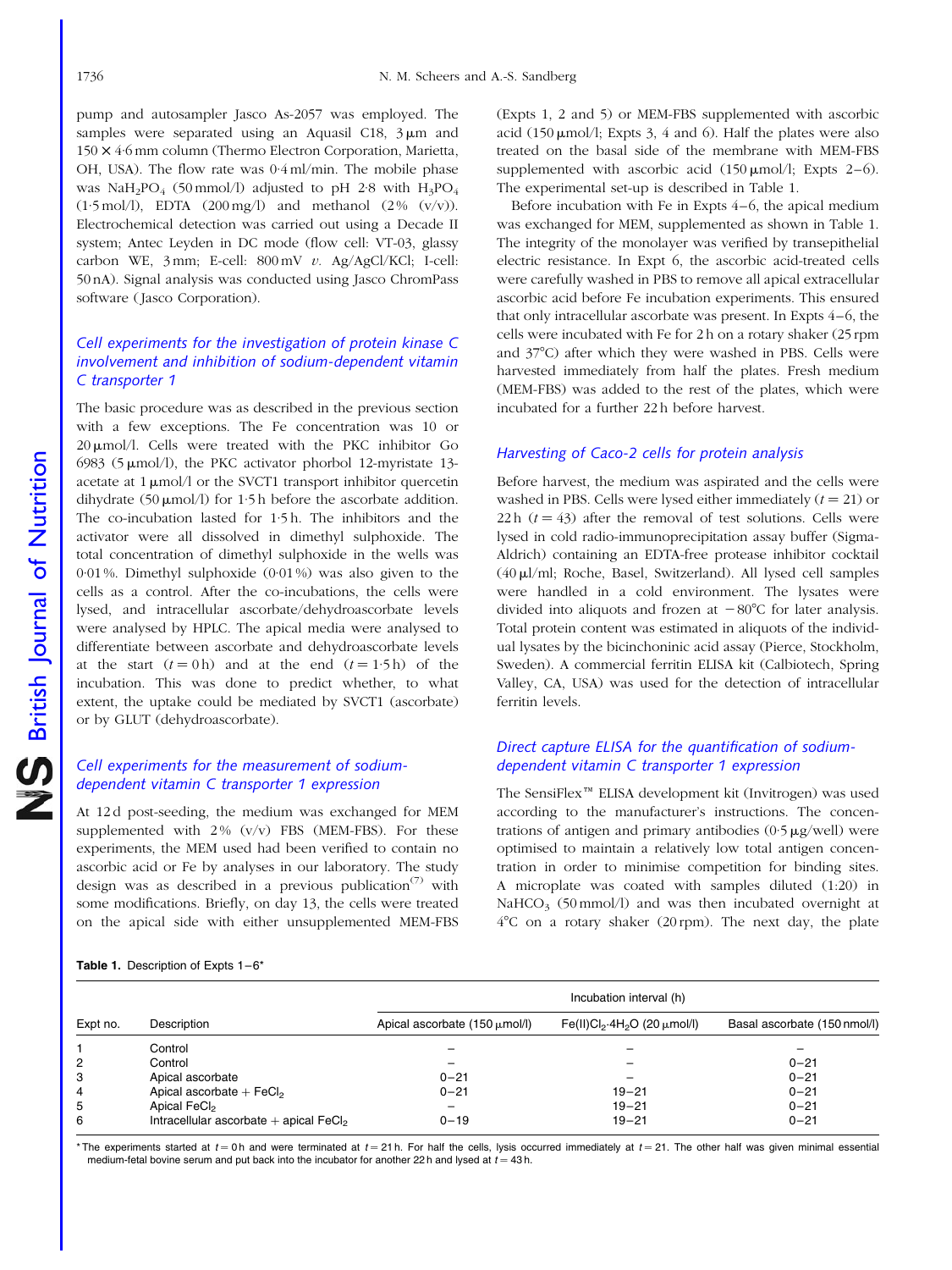pump and autosampler Jasco As-2057 was employed. The samples were separated using an Aquasil C18, 3 μm and 150 × 4·6 mm column (Thermo Electron Corporation, Marietta, OH, USA). The flow rate was 0·4 ml/min. The mobile phase was $NaH_2PO_4$ (50 mmol/l) adjusted to pH 2·8 with $H_3PO_4$ (1·5 mol/l), EDTA (200 mg/l) and methanol (2 % (v/v)). Electrochemical detection was carried out using a Decade II system; Antec Leyden in DC mode (flow cell: VT-03, glassy carbon WE, 3 mm; E-cell: 800 mV *v.* Ag/AgCl/KCl; I-cell: 50 nA). Signal analysis was conducted using Jasco ChromPass software (Jasco Corporation).

### Cell experiments for the investigation of protein kinase C involvement and inhibition of sodium-dependent vitamin C transporter 1

The basic procedure was as described in the previous section with a few exceptions. The Fe concentration was 10 or 20 μmol/l. Cells were treated with the PKC inhibitor Go 6983 (5 μmol/l), the PKC activator phorbol 12-myristate 13-acetate at 1 μmol/l or the SVCT1 transport inhibitor quercetin dihydrate (50 μmol/l) for 1·5 h before the ascorbate addition. The co-incubation lasted for 1·5 h. The inhibitors and the activator were all dissolved in dimethyl sulphoxide. The total concentration of dimethyl sulphoxide in the wells was 0·01 %. Dimethyl sulphoxide (0·01 %) was also given to the cells as a control. After the co-incubations, the cells were lysed, and intracellular ascorbate/dehydroascorbate levels were analysed by HPLC. The apical media were analysed to differentiate between ascorbate and dehydroascorbate levels at the start ($t = 0$ h) and at the end ($t = 1·5$ h) of the incubation. This was done to predict whether, to what extent, the uptake could be mediated by SVCT1 (ascorbate) or by GLUT (dehydroascorbate).

### Cell experiments for the measurement of sodium-dependent vitamin C transporter 1 expression

At 12 d post-seeding, the medium was exchanged for MEM supplemented with 2 % (v/v) FBS (MEM-FBS). For these experiments, the MEM used had been verified to contain no ascorbic acid or Fe by analyses in our laboratory. The study design was as described in a previous publication[7] with some modifications. Briefly, on day 13, the cells were treated on the apical side with either unsupplemented MEM-FBS (Expts 1, 2 and 5) or MEM-FBS supplemented with ascorbic acid (150 μmol/l; Expts 3, 4 and 6). Half the plates were also treated on the basal side of the membrane with MEM-FBS supplemented with ascorbic acid (150 μmol/l; Expts 2–6). The experimental set-up is described in Table 1.

Before incubation with Fe in Expts 4–6, the apical medium was exchanged for MEM, supplemented as shown in Table 1. The integrity of the monolayer was verified by transepithelial electric resistance. In Expt 6, the ascorbic acid-treated cells were carefully washed in PBS to remove all apical extracellular ascorbic acid before Fe incubation experiments. This ensured that only intracellular ascorbate was present. In Expts 4–6, the cells were incubated with Fe for 2 h on a rotary shaker (25 rpm and 37°C) after which they were washed in PBS. Cells were harvested immediately from half the plates. Fresh medium (MEM-FBS) was added to the rest of the plates, which were incubated for a further 22 h before harvest.

### Harvesting of Caco-2 cells for protein analysis

Before harvest, the medium was aspirated and the cells were washed in PBS. Cells were lysed either immediately ($t = 21$) or 22 h ($t = 43$) after the removal of test solutions. Cells were lysed in cold radio-immunoprecipitation assay buffer (Sigma-Aldrich) containing an EDTA-free protease inhibitor cocktail (40 μl/ml; Roche, Basel, Switzerland). All lysed cell samples were handled in a cold environment. The lysates were divided into aliquots and frozen at −80°C for later analysis. Total protein content was estimated in aliquots of the individual lysates by the bicinchoninic acid assay (Pierce, Stockholm, Sweden). A commercial ferritin ELISA kit (Calbiotech, Spring Valley, CA, USA) was used for the detection of intracellular ferritin levels.

### Direct capture ELISA for the quantification of sodium-dependent vitamin C transporter 1 expression

The SensiFlex™ ELISA development kit (Invitrogen) was used according to the manufacturer's instructions. The concentrations of antigen and primary antibodies (0·5 μg/well) were optimised to maintain a relatively low total antigen concentration in order to minimise competition for binding sites. A microplate was coated with samples diluted (1:20) in $NaHCO_3$ (50 mmol/l) and was then incubated overnight at 4°C on a rotary shaker (20 rpm). The next day, the plate

**Table 1.** Description of Expts 1–6*

| | | Incubation interval (h) | | |
|---|---|---|---|---|
| Expt no. | Description | Apical ascorbate (150 μmol/l) | $Fe(II)Cl_2 \cdot 4H_2O$ (20 μmol/l) | Basal ascorbate (150 nmol/l) |
| 1 | Control | – | – | – |
| 2 | Control | – | – | 0–21 |
| 3 | Apical ascorbate | 0–21 | – | 0–21 |
| 4 | Apical ascorbate + $FeCl_2$ | 0–21 | 19–21 | 0–21 |
| 5 | Apical $FeCl_2$ | – | 19–21 | 0–21 |
| 6 | Intracellular ascorbate + apical $FeCl_2$ | 0–19 | 19–21 | 0–21 |

* The experiments started at $t = 0$ h and were terminated at $t = 21$ h. For half the cells, lysis occurred immediately at $t = 21$. The other half was given minimal essential medium-fetal bovine serum and put back into the incubator for another 22 h and lysed at $t = 43$ h.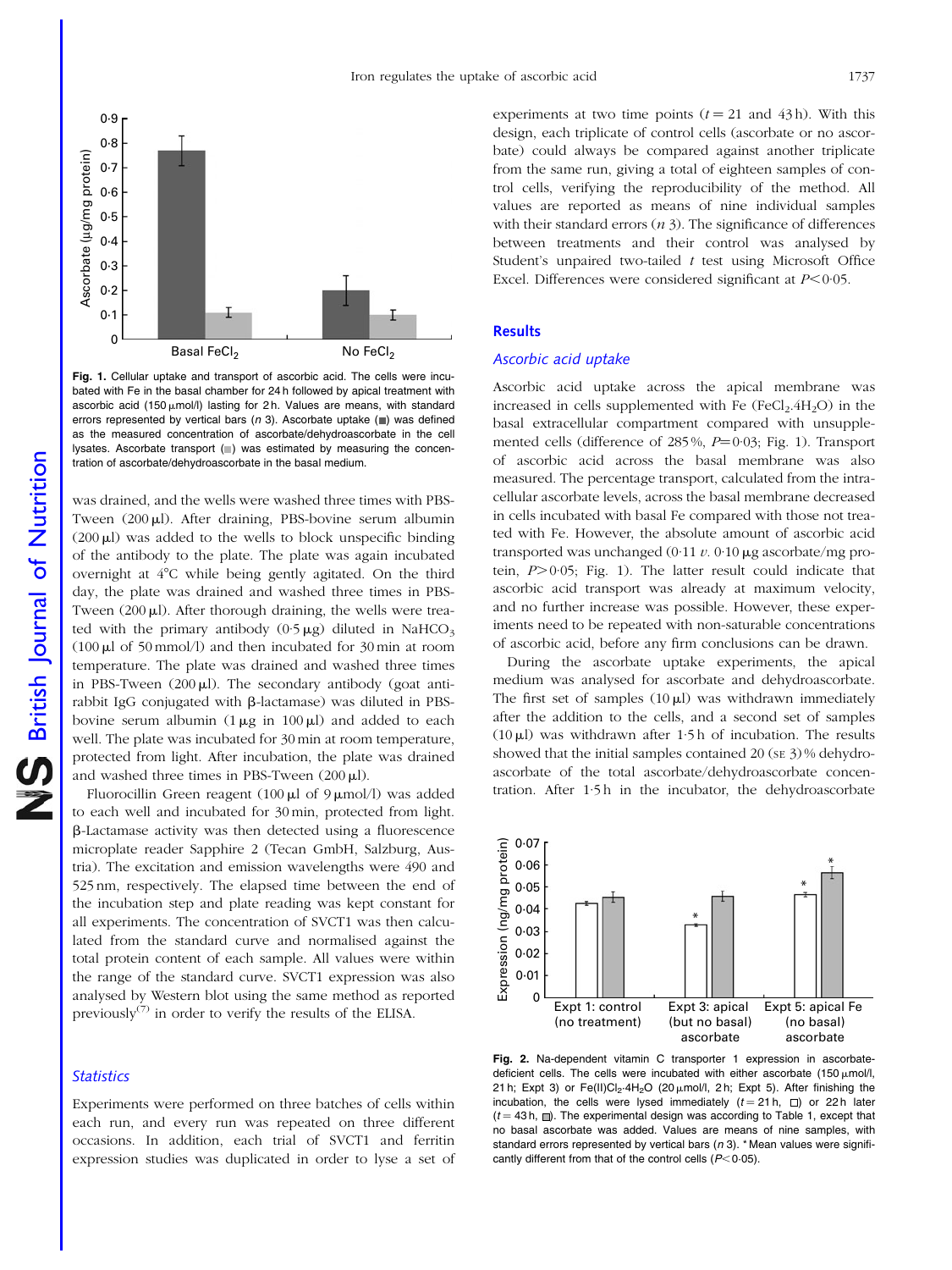Fig. 1. Cellular uptake and transport of ascorbic acid. The cells were incubated with Fe in the basal chamber for 24 h followed by apical treatment with ascorbic acid (150 μmol/l) lasting for 2 h. Values are means, with standard errors represented by vertical bars (*n* 3). Ascorbate uptake (■) was defined as the measured concentration of ascorbate/dehydroascorbate in the cell lysates. Ascorbate transport (■) was estimated by measuring the concentration of ascorbate/dehydroascorbate in the basal medium.

was drained, and the wells were washed three times with PBS-Tween (200 μl). After draining, PBS-bovine serum albumin (200 μl) was added to the wells to block unspecific binding of the antibody to the plate. The plate was again incubated overnight at 4°C while being gently agitated. On the third day, the plate was drained and washed three times in PBS-Tween (200 μl). After thorough draining, the wells were treated with the primary antibody (0·5 μg) diluted in $NaHCO_3$ (100 μl of 50 mmol/l) and then incubated for 30 min at room temperature. The plate was drained and washed three times in PBS-Tween (200 μl). The secondary antibody (goat anti-rabbit IgG conjugated with β-lactamase) was diluted in PBS-bovine serum albumin (1 μg in 100 μl) and added to each well. The plate was incubated for 30 min at room temperature, protected from light. After incubation, the plate was drained and washed three times in PBS-Tween (200 μl).

Fluorocillin Green reagent (100 μl of 9 μmol/l) was added to each well and incubated for 30 min, protected from light. β-Lactamase activity was then detected using a fluorescence microplate reader Sapphire 2 (Tecan GmbH, Salzburg, Austria). The excitation and emission wavelengths were 490 and 525 nm, respectively. The elapsed time between the end of the incubation step and plate reading was kept constant for all experiments. The concentration of SVCT1 was then calculated from the standard curve and normalised against the total protein content of each sample. All values were within the range of the standard curve. SVCT1 expression was also analysed by Western blot using the same method as reported previously[7] in order to verify the results of the ELISA.

### Statistics

Experiments were performed on three batches of cells within each run, and every run was repeated on three different occasions. In addition, each trial of SVCT1 and ferritin expression studies was duplicated in order to lyse a set of experiments at two time points ($t = 21$ and 43 h). With this design, each triplicate of control cells (ascorbate or no ascorbate) could always be compared against another triplicate from the same run, giving a total of eighteen samples of control cells, verifying the reproducibility of the method. All values are reported as means of nine individual samples with their standard errors (*n* 3). The significance of differences between treatments and their control was analysed by Student's unpaired two-tailed *t* test using Microsoft Office Excel. Differences were considered significant at $P < 0·05$.

## Results

### Ascorbic acid uptake

Ascorbic acid uptake across the apical membrane was increased in cells supplemented with Fe ($FeCl_2.4H_2O$) in the basal extracellular compartment compared with unsupplemented cells (difference of 285 %, $P = 0·03$; Fig. 1). Transport of ascorbic acid across the basal membrane was also measured. The percentage transport, calculated from the intracellular ascorbate levels, across the basal membrane decreased in cells incubated with basal Fe compared with those not treated with Fe. However, the absolute amount of ascorbic acid transported was unchanged (0·11 *v.* 0·10 μg ascorbate/mg protein, $P > 0·05$; Fig. 1). The latter result could indicate that ascorbic acid transport was already at maximum velocity, and no further increase was possible. However, these experiments need to be repeated with non-saturable concentrations of ascorbic acid, before any firm conclusions can be drawn.

During the ascorbate uptake experiments, the apical medium was analysed for ascorbate and dehydroascorbate. The first set of samples (10 μl) was withdrawn immediately after the addition to the cells, and a second set of samples (10 μl) was withdrawn after 1·5 h of incubation. The results showed that the initial samples contained 20 (SE 3) % dehydroascorbate of the total ascorbate/dehydroascorbate concentration. After 1·5 h in the incubator, the dehydroascorbate

Fig. 2. Na-dependent vitamin C transporter 1 expression in ascorbate-deficient cells. The cells were incubated with either ascorbate (150 μmol/l, 21 h; Expt 3) or Fe(II)$Cl_2$·4$H_2O$ (20 μmol/l, 2 h; Expt 5). After finishing the incubation, the cells were lysed immediately ($t = 21$ h, □) or 22 h later ($t = 43$ h, ■). The experimental design was according to Table 1, except that no basal ascorbate was added. Values are means of nine samples, with standard errors represented by vertical bars (*n* 3). * Mean values were significantly different from that of the control cells ($P < 0·05$).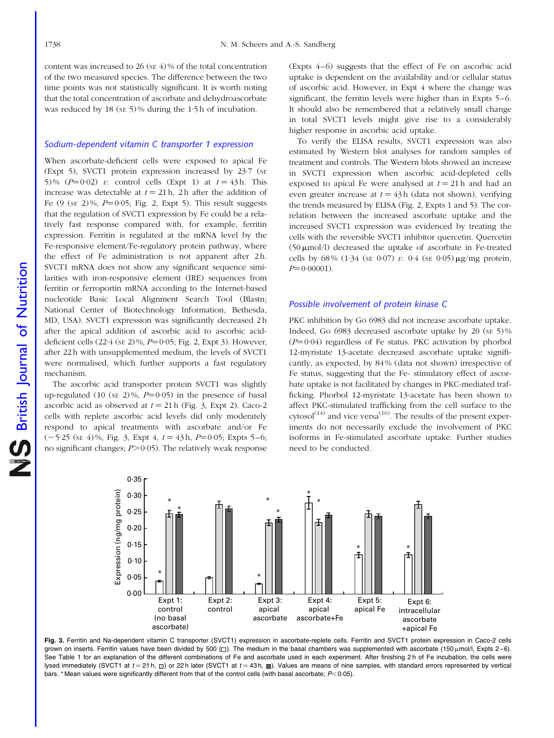content was increased to 26 (SE 4) % of the total concentration of the two measured species. The difference between the two time points was not statistically significant. It is worth noting that the total concentration of ascorbate and dehydroascorbate was reduced by 18 (SE 5) % during the 1·5 h of incubation.

### Sodium-dependent vitamin C transporter 1 expression

When ascorbate-deficient cells were exposed to apical Fe (Expt 5), SVCT1 protein expression increased by 23·7 (SE 5) % ($P$=0·02) *v.* control cells (Expt 1) at $t$ = 43 h. This increase was detectable at $t$ = 21 h, 2 h after the addition of Fe (9 (SE 2) %, $P$=0·05; Fig. 2, Expt 5). This result suggests that the regulation of SVCT1 expression by Fe could be a relatively fast response compared with, for example, ferritin expression. Ferritin is regulated at the mRNA level by the Fe-responsive element/Fe-regulatory protein pathway, where the effect of Fe administration is not apparent after 2 h. SVCT1 mRNA does not show any significant sequence similarities with iron-responsive element (IRE) sequences from ferritin or ferroportin mRNA according to the Internet-based nucleotide Basic Local Alignment Search Tool (Blastn; National Center of Biotechnology Information, Bethesda, MD, USA). SVCT1 expression was significantly decreased 2 h after the apical addition of ascorbic acid to ascorbic acid-deficient cells (22·4 (SE 2) %, $P$=0·05; Fig. 2, Expt 3). However, after 22 h with unsupplemented medium, the levels of SVCT1 were normalised, which further supports a fast regulatory mechanism.

The ascorbic acid transporter protein SVCT1 was slightly up-regulated (10 (SE 2) %, $P$=0·05) in the presence of basal ascorbic acid as observed at $t$ = 21 h (Fig. 3, Expt 2). Caco-2 cells with replete ascorbic acid levels did only moderately respond to apical treatments with ascorbate and/or Fe (−5·25 (SE 4) %, Fig. 3, Expt 4, $t$ = 43 h, $P$=0·05; Expts 5–6; no significant changes; $P$>0·05). The relatively weak response (Expts 4–6) suggests that the effect of Fe on ascorbic acid uptake is dependent on the availability and/or cellular status of ascorbic acid. However, in Expt 4 where the change was significant, the ferritin levels were higher than in Expts 5–6. It should also be remembered that a relatively small change in total SVCT1 levels might give rise to a considerably higher response in ascorbic acid uptake.

To verify the ELISA results, SVCT1 expression was also estimated by Western blot analyses for random samples of treatment and controls. The Western blots showed an increase in SVCT1 expression when ascorbic acid-depleted cells exposed to apical Fe were analysed at $t$ = 21 h and had an even greater increase at $t$ = 43 h (data not shown), verifying the trends measured by ELISA (Fig. 2, Expts 1 and 5). The correlation between the increased ascorbate uptake and the increased SVCT1 expression was evidenced by treating the cells with the reversible SVCT1 inhibitor quercetin. Quercetin (50 μmol/l) decreased the uptake of ascorbate in Fe-treated cells by 68 % (1·34 (SE 0·07) *v.* 0·4 (SE 0·05) μg/mg protein, $P$=0·00001).

### Possible involvement of protein kinase C

PKC inhibition by Go 6983 did not increase ascorbate uptake. Indeed, Go 6983 decreased ascorbate uptake by 20 (SE 5) % ($P$=0·04) regardless of Fe status. PKC activation by phorbol 12-myristate 13-acetate decreased ascorbate uptake significantly, as expected, by 84 % (data not shown) irrespective of Fe status, suggesting that the Fe- stimulatory effect of ascorbate uptake is not facilitated by changes in PKC-mediated trafficking. Phorbol 12-myristate 13-acetate has been shown to affect PKC-stimulated trafficking from the cell surface to the cytosol[14] and vice versa[16]. The results of the present experiments do not necessarily exclude the involvement of PKC isoforms in Fe-stimulated ascorbate uptake. Further studies need to be conducted.

**Fig. 3.** Ferritin and Na-dependent vitamin C transporter (SVCT1) expression in ascorbate-replete cells. Ferritin and SVCT1 protein expression in Caco-2 cells grown on inserts. Ferritin values have been divided by 500 (□). The medium in the basal chambers was supplemented with ascorbate (150 μmol/l, Expts 2–6). See Table 1 for an explanation of the different combinations of Fe and ascorbate used in each experiment. After finishing 2 h of Fe incubation, the cells were lysed immediately (SVCT1 at $t$ = 21 h, ▨) or 22 h later (SVCT1 at $t$ = 43 h, ■). Values are means of nine samples, with standard errors represented by vertical bars. * Mean values were significantly different from that of the control cells (with basal ascorbate; $P$<0·05).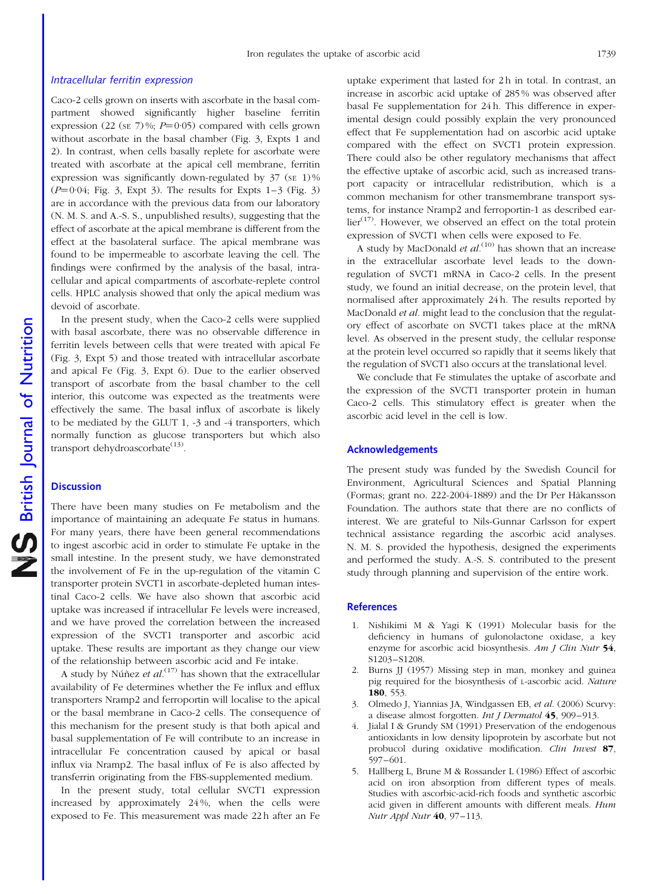### Intracellular ferritin expression

Caco-2 cells grown on inserts with ascorbate in the basal compartment showed significantly higher baseline ferritin expression (22 (SE 7) %; $P=0.05$) compared with cells grown without ascorbate in the basal chamber (Fig. 3, Expts 1 and 2). In contrast, when cells basally replete for ascorbate were treated with ascorbate at the apical cell membrane, ferritin expression was significantly down-regulated by 37 (SE 1) % ($P=0.04$; Fig. 3, Expt 3). The results for Expts 1–3 (Fig. 3) are in accordance with the previous data from our laboratory (N. M. S. and A.-S. S., unpublished results), suggesting that the effect of ascorbate at the apical membrane is different from the effect at the basolateral surface. The apical membrane was found to be impermeable to ascorbate leaving the cell. The findings were confirmed by the analysis of the basal, intracellular and apical compartments of ascorbate-replete control cells. HPLC analysis showed that only the apical medium was devoid of ascorbate.

In the present study, when the Caco-2 cells were supplied with basal ascorbate, there was no observable difference in ferritin levels between cells that were treated with apical Fe (Fig. 3, Expt 5) and those treated with intracellular ascorbate and apical Fe (Fig. 3, Expt 6). Due to the earlier observed transport of ascorbate from the basal chamber to the cell interior, this outcome was expected as the treatments were effectively the same. The basal influx of ascorbate is likely to be mediated by the GLUT 1, -3 and -4 transporters, which normally function as glucose transporters but which also transport dehydroascorbate[13].

## Discussion

There have been many studies on Fe metabolism and the importance of maintaining an adequate Fe status in humans. For many years, there have been general recommendations to ingest ascorbic acid in order to stimulate Fe uptake in the small intestine. In the present study, we have demonstrated the involvement of Fe in the up-regulation of the vitamin C transporter protein SVCT1 in ascorbate-depleted human intestinal Caco-2 cells. We have also shown that ascorbic acid uptake was increased if intracellular Fe levels were increased, and we have proved the correlation between the increased expression of the SVCT1 transporter and ascorbic acid uptake. These results are important as they change our view of the relationship between ascorbic acid and Fe intake.

A study by Núñez *et al.*[17] has shown that the extracellular availability of Fe determines whether the Fe influx and efflux transporters Nramp2 and ferroportin will localise to the apical or the basal membrane in Caco-2 cells. The consequence of this mechanism for the present study is that both apical and basal supplementation of Fe will contribute to an increase in intracellular Fe concentration caused by apical or basal influx via Nramp2. The basal influx of Fe is also affected by transferrin originating from the FBS-supplemented medium.

In the present study, total cellular SVCT1 expression increased by approximately 24 %, when the cells were exposed to Fe. This measurement was made 22 h after an Fe uptake experiment that lasted for 2 h in total. In contrast, an increase in ascorbic acid uptake of 285 % was observed after basal Fe supplementation for 24 h. This difference in experimental design could possibly explain the very pronounced effect that Fe supplementation had on ascorbic acid uptake compared with the effect on SVCT1 protein expression. There could also be other regulatory mechanisms that affect the effective uptake of ascorbic acid, such as increased transport capacity or intracellular redistribution, which is a common mechanism for other transmembrane transport systems, for instance Nramp2 and ferroportin-1 as described earlier[17]. However, we observed an effect on the total protein expression of SVCT1 when cells were exposed to Fe.

A study by MacDonald *et al.*[10] has shown that an increase in the extracellular ascorbate level leads to the down-regulation of SVCT1 mRNA in Caco-2 cells. In the present study, we found an initial decrease, on the protein level, that normalised after approximately 24 h. The results reported by MacDonald *et al.* might lead to the conclusion that the regulatory effect of ascorbate on SVCT1 takes place at the mRNA level. As observed in the present study, the cellular response at the protein level occurred so rapidly that it seems likely that the regulation of SVCT1 also occurs at the translational level.

We conclude that Fe stimulates the uptake of ascorbate and the expression of the SVCT1 transporter protein in human Caco-2 cells. This stimulatory effect is greater when the ascorbic acid level in the cell is low.

## Acknowledgements

The present study was funded by the Swedish Council for Environment, Agricultural Sciences and Spatial Planning (Formas; grant no. 222-2004-1889) and the Dr Per Håkansson Foundation. The authors state that there are no conflicts of interest. We are grateful to Nils-Gunnar Carlsson for expert technical assistance regarding the ascorbic acid analyses. N. M. S. provided the hypothesis, designed the experiments and performed the study. A.-S. S. contributed to the present study through planning and supervision of the entire work.

## References

1. Nishikimi M & Yagi K (1991) Molecular basis for the deficiency in humans of gulonolactone oxidase, a key enzyme for ascorbic acid biosynthesis. *Am J Clin Nutr* **54**, S1203–S1208.
2. Burns JJ (1957) Missing step in man, monkey and guinea pig required for the biosynthesis of L-ascorbic acid. *Nature* **180**, 553.
3. Olmedo J, Yiannias JA, Windgassen EB, *et al.* (2006) Scurvy: a disease almost forgotten. *Int J Dermatol* **45**, 909–913.
4. Jialal I & Grundy SM (1991) Preservation of the endogenous antioxidants in low density lipoprotein by ascorbate but not probucol during oxidative modification. *Clin Invest* **87**, 597–601.
5. Hallberg L, Brune M & Rossander L (1986) Effect of ascorbic acid on iron absorption from different types of meals. Studies with ascorbic-acid-rich foods and synthetic ascorbic acid given in different amounts with different meals. *Hum Nutr Appl Nutr* **40**, 97–113.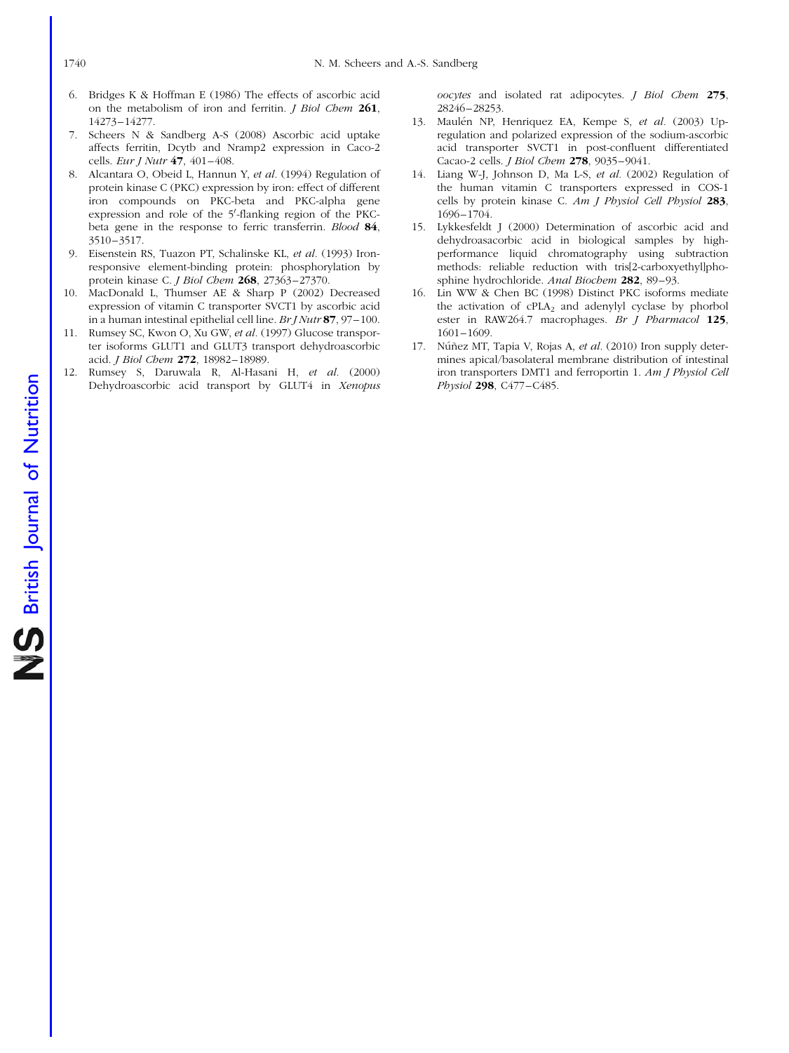6. Bridges K & Hoffman E (1986) The effects of ascorbic acid on the metabolism of iron and ferritin. *J Biol Chem* **261**, 14273–14277.
7. Scheers N & Sandberg A-S (2008) Ascorbic acid uptake affects ferritin, Dcytb and Nramp2 expression in Caco-2 cells. *Eur J Nutr* **47**, 401–408.
8. Alcantara O, Obeid L, Hannun Y, *et al.* (1994) Regulation of protein kinase C (PKC) expression by iron: effect of different iron compounds on PKC-beta and PKC-alpha gene expression and role of the 5′-flanking region of the PKC-beta gene in the response to ferric transferrin. *Blood* **84**, 3510–3517.
9. Eisenstein RS, Tuazon PT, Schalinske KL, *et al.* (1993) Iron-responsive element-binding protein: phosphorylation by protein kinase C. *J Biol Chem* **268**, 27363–27370.
10. MacDonald L, Thumser AE & Sharp P (2002) Decreased expression of vitamin C transporter SVCT1 by ascorbic acid in a human intestinal epithelial cell line. *Br J Nutr* **87**, 97–100.
11. Rumsey SC, Kwon O, Xu GW, *et al.* (1997) Glucose transporter isoforms GLUT1 and GLUT3 transport dehydroascorbic acid. *J Biol Chem* **272**, 18982–18989.
12. Rumsey S, Daruwala R, Al-Hasani H, *et al.* (2000) Dehydroascorbic acid transport by GLUT4 in *Xenopus oocytes* and isolated rat adipocytes. *J Biol Chem* **275**, 28246–28253.
13. Maulén NP, Henriquez EA, Kempe S, *et al.* (2003) Up-regulation and polarized expression of the sodium-ascorbic acid transporter SVCT1 in post-confluent differentiated Cacao-2 cells. *J Biol Chem* **278**, 9035–9041.
14. Liang W-J, Johnson D, Ma L-S, *et al.* (2002) Regulation of the human vitamin C transporters expressed in COS-1 cells by protein kinase C. *Am J Physiol Cell Physiol* **283**, 1696–1704.
15. Lykkesfeldt J (2000) Determination of ascorbic acid and dehydroasacorbic acid in biological samples by high-performance liquid chromatography using subtraction methods: reliable reduction with tris[2-carboxyethyl]phosphine hydrochloride. *Anal Biochem* **282**, 89–93.
16. Lin WW & Chen BC (1998) Distinct PKC isoforms mediate the activation of $cPLA_2$ and adenylyl cyclase by phorbol ester in RAW264.7 macrophages. *Br J Pharmacol* **125**, 1601–1609.
17. Núñez MT, Tapia V, Rojas A, *et al.* (2010) Iron supply determines apical/basolateral membrane distribution of intestinal iron transporters DMT1 and ferroportin 1. *Am J Physiol Cell Physiol* **298**, C477–C485.